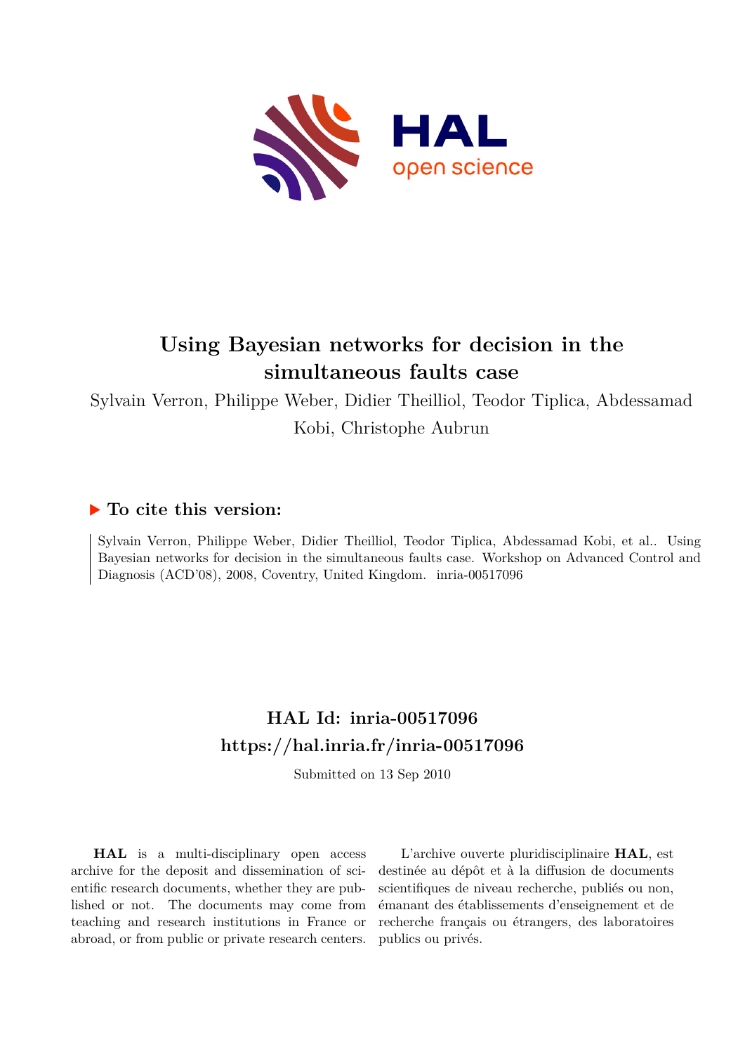# Using Bayesian networks for decision in the simultaneous faults case

Sylvain Verron, Philippe Weber, Didier Theilliol, Teodor Tiplica, Abdessamad Kobi, Christophe Aubrun

## ▶ To cite this version:

Sylvain Verron, Philippe Weber, Didier Theilliol, Teodor Tiplica, Abdessamad Kobi, et al.. Using Bayesian networks for decision in the simultaneous faults case. Workshop on Advanced Control and Diagnosis (ACD'08), 2008, Coventry, United Kingdom. inria-00517096

## HAL Id: inria-00517096
## https://hal.inria.fr/inria-00517096

Submitted on 13 Sep 2010

**HAL** is a multi-disciplinary open access archive for the deposit and dissemination of scientific research documents, whether they are published or not. The documents may come from teaching and research institutions in France or abroad, or from public or private research centers.

L'archive ouverte pluridisciplinaire **HAL**, est destinée au dépôt et à la diffusion de documents scientifiques de niveau recherche, publiés ou non, émanant des établissements d'enseignement et de recherche français ou étrangers, des laboratoires publics ou privés.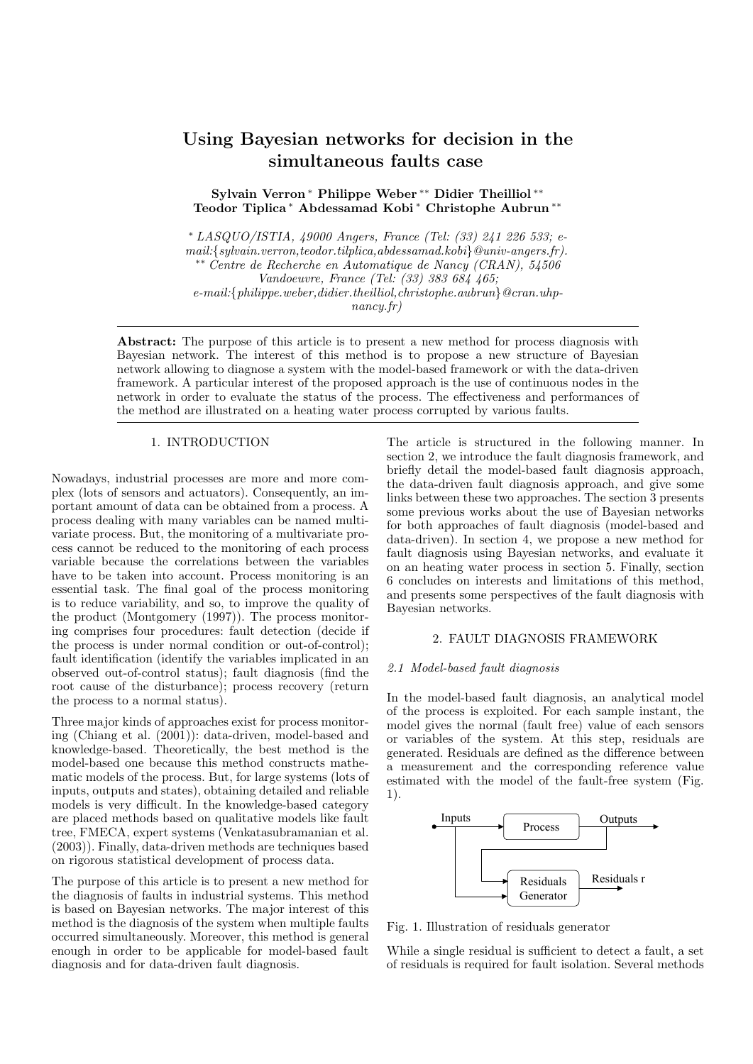# Using Bayesian networks for decision in the simultaneous faults case

**Sylvain Verron** [*] **Philippe Weber** [**] **Didier Theilliol** [**] **Teodor Tiplica** [*] **Abdessamad Kobi** [*] **Christophe Aubrun** [**]

[*] *LASQUO/ISTIA, 49000 Angers, France (Tel: (33) 241 226 533; e-mail:{sylvain.verron,teodor.tilplica,abdessamad.kobi}@univ-angers.fr).*
[**] *Centre de Recherche en Automatique de Nancy (CRAN), 54506 Vandoeuvre, France (Tel: (33) 383 684 465; e-mail:{philippe.weber,didier.theilliol,christophe.aubrun}@cran.uhp-nancy.fr)*

**Abstract:** The purpose of this article is to present a new method for process diagnosis with Bayesian network. The interest of this method is to propose a new structure of Bayesian network allowing to diagnose a system with the model-based framework or with the data-driven framework. A particular interest of the proposed approach is the use of continuous nodes in the network in order to evaluate the status of the process. The effectiveness and performances of the method are illustrated on a heating water process corrupted by various faults.

## 1. INTRODUCTION

Nowadays, industrial processes are more and more complex (lots of sensors and actuators). Consequently, an important amount of data can be obtained from a process. A process dealing with many variables can be named multivariate process. But, the monitoring of a multivariate process cannot be reduced to the monitoring of each process variable because the correlations between the variables have to be taken into account. Process monitoring is an essential task. The final goal of the process monitoring is to reduce variability, and so, to improve the quality of the product (Montgomery (1997)). The process monitoring comprises four procedures: fault detection (decide if the process is under normal condition or out-of-control); fault identification (identify the variables implicated in an observed out-of-control status); fault diagnosis (find the root cause of the disturbance); process recovery (return the process to a normal status).

Three major kinds of approaches exist for process monitoring (Chiang et al. (2001)): data-driven, model-based and knowledge-based. Theoretically, the best method is the model-based one because this method constructs mathematic models of the process. But, for large systems (lots of inputs, outputs and states), obtaining detailed and reliable models is very difficult. In the knowledge-based category are placed methods based on qualitative models like fault tree, FMECA, expert systems (Venkatasubramanian et al. (2003)). Finally, data-driven methods are techniques based on rigorous statistical development of process data.

The purpose of this article is to present a new method for the diagnosis of faults in industrial systems. This method is based on Bayesian networks. The major interest of this method is the diagnosis of the system when multiple faults occurred simultaneously. Moreover, this method is general enough in order to be applicable for model-based fault diagnosis and for data-driven fault diagnosis.

The article is structured in the following manner. In section 2, we introduce the fault diagnosis framework, and briefly detail the model-based fault diagnosis approach, the data-driven fault diagnosis approach, and give some links between these two approaches. The section 3 presents some previous works about the use of Bayesian networks for both approaches of fault diagnosis (model-based and data-driven). In section 4, we propose a new method for fault diagnosis using Bayesian networks, and evaluate it on an heating water process in section 5. Finally, section 6 concludes on interests and limitations of this method, and presents some perspectives of the fault diagnosis with Bayesian networks.

## 2. FAULT DIAGNOSIS FRAMEWORK

### 2.1 Model-based fault diagnosis

In the model-based fault diagnosis, an analytical model of the process is exploited. For each sample instant, the model gives the normal (fault free) value of each sensors or variables of the system. At this step, residuals are generated. Residuals are defined as the difference between a measurement and the corresponding reference value estimated with the model of the fault-free system (Fig. 1).

Fig. 1. Illustration of residuals generator

While a single residual is sufficient to detect a fault, a set of residuals is required for fault isolation. Several methods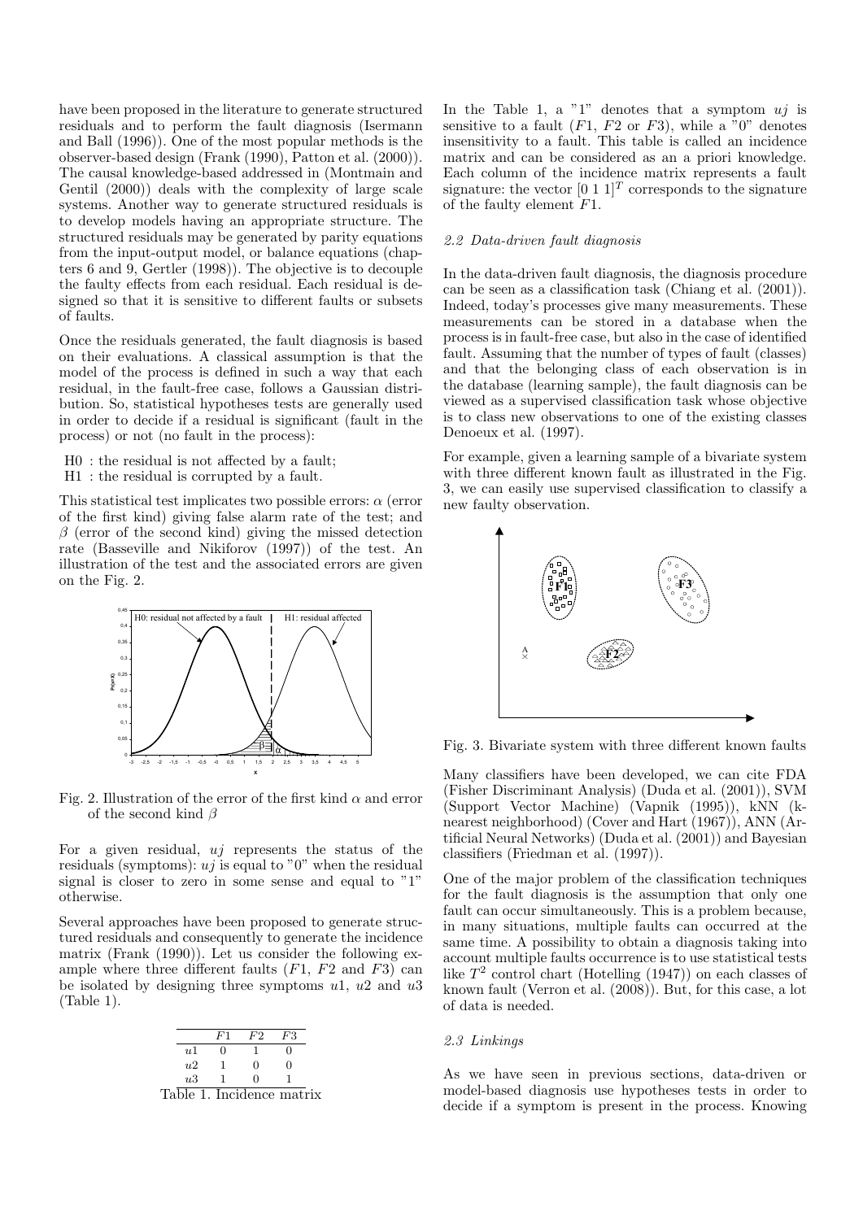have been proposed in the literature to generate structured residuals and to perform the fault diagnosis (Isermann and Ball (1996)). One of the most popular methods is the observer-based design (Frank (1990), Patton et al. (2000)). The causal knowledge-based addressed in (Montmain and Gentil (2000)) deals with the complexity of large scale systems. Another way to generate structured residuals is to develop models having an appropriate structure. The structured residuals may be generated by parity equations from the input-output model, or balance equations (chapters 6 and 9, Gertler (1998)). The objective is to decouple the faulty effects from each residual. Each residual is designed so that it is sensitive to different faults or subsets of faults.

Once the residuals generated, the fault diagnosis is based on their evaluations. A classical assumption is that the model of the process is defined in such a way that each residual, in the fault-free case, follows a Gaussian distribution. So, statistical hypotheses tests are generally used in order to decide if a residual is significant (fault in the process) or not (no fault in the process):

H0 : the residual is not affected by a fault;
H1 : the residual is corrupted by a fault.

This statistical test implicates two possible errors: $\alpha$ (error of the first kind) giving false alarm rate of the test; and $\beta$ (error of the second kind) giving the missed detection rate (Basseville and Nikiforov (1997)) of the test. An illustration of the test and the associated errors are given on the Fig. 2.

Fig. 2. Illustration of the error of the first kind $\alpha$ and error of the second kind $\beta$

For a given residual, $uj$ represents the status of the residuals (symptoms): $uj$ is equal to "0" when the residual signal is closer to zero in some sense and equal to "1" otherwise.

Several approaches have been proposed to generate structured residuals and consequently to generate the incidence matrix (Frank (1990)). Let us consider the following example where three different faults ($F1$, $F2$ and $F3$) can be isolated by designing three symptoms $u1$, $u2$ and $u3$ (Table 1).

| | $F1$ | $F2$ | $F3$ |
|---|---|---|---|
| $u1$ | 0 | 1 | 0 |
| $u2$ | 1 | 0 | 0 |
| $u3$ | 1 | 0 | 1 |

Table 1. Incidence matrix

In the Table 1, a "1" denotes that a symptom $uj$ is sensitive to a fault ($F1$, $F2$ or $F3$), while a "0" denotes insensitivity to a fault. This table is called an incidence matrix and can be considered as an a priori knowledge. Each column of the incidence matrix represents a fault signature: the vector $[0\ 1\ 1]^T$ corresponds to the signature of the faulty element $F1$.

### *2.2 Data-driven fault diagnosis*

In the data-driven fault diagnosis, the diagnosis procedure can be seen as a classification task (Chiang et al. (2001)). Indeed, today's processes give many measurements. These measurements can be stored in a database when the process is in fault-free case, but also in the case of identified fault. Assuming that the number of types of fault (classes) and that the belonging class of each observation is in the database (learning sample), the fault diagnosis can be viewed as a supervised classification task whose objective is to class new observations to one of the existing classes Denoeux et al. (1997).

For example, given a learning sample of a bivariate system with three different known fault as illustrated in the Fig. 3, we can easily use supervised classification to classify a new faulty observation.

Fig. 3. Bivariate system with three different known faults

Many classifiers have been developed, we can cite FDA (Fisher Discriminant Analysis) (Duda et al. (2001)), SVM (Support Vector Machine) (Vapnik (1995)), kNN (k-nearest neighborhood) (Cover and Hart (1967)), ANN (Artificial Neural Networks) (Duda et al. (2001)) and Bayesian classifiers (Friedman et al. (1997)).

One of the major problem of the classification techniques for the fault diagnosis is the assumption that only one fault can occur simultaneously. This is a problem because, in many situations, multiple faults can occurred at the same time. A possibility to obtain a diagnosis taking into account multiple faults occurrence is to use statistical tests like $T^2$ control chart (Hotelling (1947)) on each classes of known fault (Verron et al. (2008)). But, for this case, a lot of data is needed.

### *2.3 Linkings*

As we have seen in previous sections, data-driven or model-based diagnosis use hypotheses tests in order to decide if a symptom is present in the process. Knowing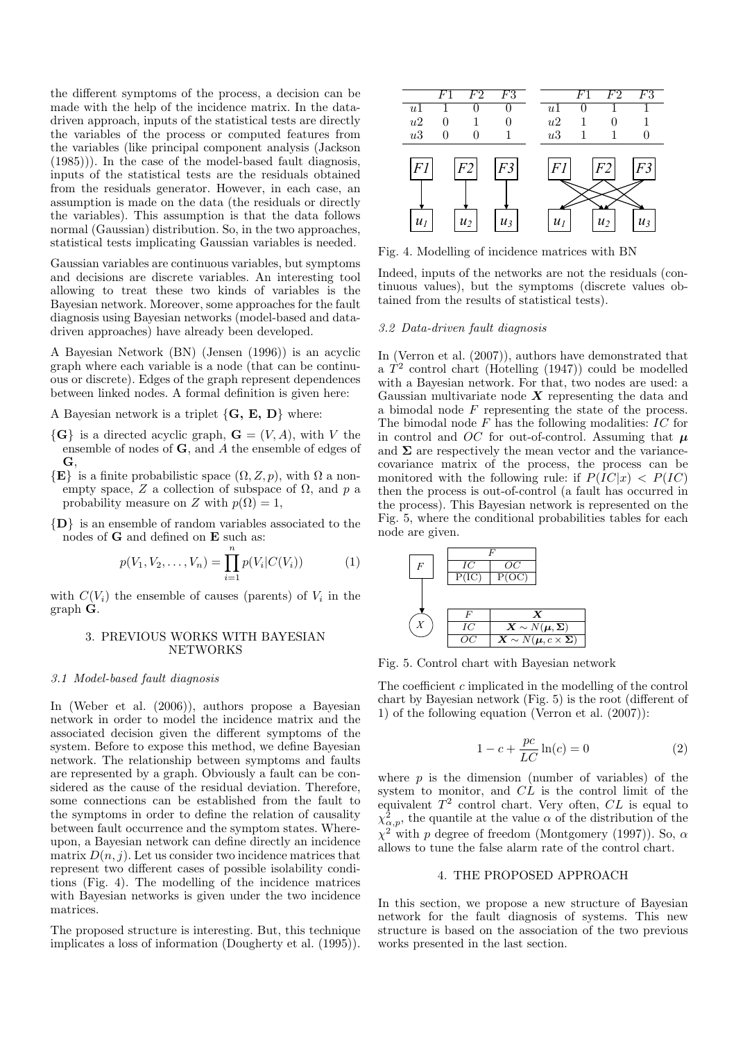the different symptoms of the process, a decision can be made with the help of the incidence matrix. In the data-driven approach, inputs of the statistical tests are directly the variables of the process or computed features from the variables (like principal component analysis (Jackson (1985))). In the case of the model-based fault diagnosis, inputs of the statistical tests are the residuals obtained from the residuals generator. However, in each case, an assumption is made on the data (the residuals or directly the variables). This assumption is that the data follows normal (Gaussian) distribution. So, in the two approaches, statistical tests implicating Gaussian variables is needed.

Gaussian variables are continuous variables, but symptoms and decisions are discrete variables. An interesting tool allowing to treat these two kinds of variables is the Bayesian network. Moreover, some approaches for the fault diagnosis using Bayesian networks (model-based and data-driven approaches) have already been developed.

A Bayesian Network (BN) (Jensen (1996)) is an acyclic graph where each variable is a node (that can be continuous or discrete). Edges of the graph represent dependences between linked nodes. A formal definition is given here:

A Bayesian network is a triplet $\{\mathbf{G},\ \mathbf{E},\ \mathbf{D}\}$ where:

- $\{\mathbf{G}\}$ is a directed acyclic graph, $\mathbf{G} = (V, A)$, with $V$ the ensemble of nodes of $\mathbf{G}$, and $A$ the ensemble of edges of $\mathbf{G}$,
- $\{\mathbf{E}\}$ is a finite probabilistic space $(\Omega, Z, p)$, with $\Omega$ a non-empty space, $Z$ a collection of subspace of $\Omega$, and $p$ a probability measure on $Z$ with $p(\Omega) = 1$,
- $\{\mathbf{D}\}$ is an ensemble of random variables associated to the nodes of $\mathbf{G}$ and defined on $\mathbf{E}$ such as:

$$p(V_1, V_2, \ldots, V_n) = \prod_{i=1}^{n} p(V_i | C(V_i)) \tag{1}$$

with $C(V_i)$ the ensemble of causes (parents) of $V_i$ in the graph $\mathbf{G}$.

## 3. PREVIOUS WORKS WITH BAYESIAN NETWORKS

### 3.1 Model-based fault diagnosis

In (Weber et al. (2006)), authors propose a Bayesian network in order to model the incidence matrix and the associated decision given the different symptoms of the system. Before to expose this method, we define Bayesian network. The relationship between symptoms and faults are represented by a graph. Obviously a fault can be considered as the cause of the residual deviation. Therefore, some connections can be established from the fault to the symptoms in order to define the relation of causality between fault occurrence and the symptom states. Whereupon, a Bayesian network can define directly an incidence matrix $D(n, j)$. Let us consider two incidence matrices that represent two different cases of possible isolability conditions (Fig. 4). The modelling of the incidence matrices with Bayesian networks is given under the two incidence matrices.

The proposed structure is interesting. But, this technique implicates a loss of information (Dougherty et al. (1995)).

|  | F1 | F2 | F3 |
|---|---|---|---|
| u1 | 1 | 0 | 0 |
| u2 | 0 | 1 | 0 |
| u3 | 0 | 0 | 1 |

|  | F1 | F2 | F3 |
|---|---|---|---|
| u1 | 0 | 1 | 1 |
| u2 | 1 | 0 | 1 |
| u3 | 1 | 1 | 0 |

Fig. 4. Modelling of incidence matrices with BN

Indeed, inputs of the networks are not the residuals (continuous values), but the symptoms (discrete values obtained from the results of statistical tests).

### 3.2 Data-driven fault diagnosis

In (Verron et al. (2007)), authors have demonstrated that a $T^2$ control chart (Hotelling (1947)) could be modelled with a Bayesian network. For that, two nodes are used: a Gaussian multivariate node $\boldsymbol{X}$ representing the data and a bimodal node $F$ representing the state of the process. The bimodal node $F$ has the following modalities: $IC$ for in control and $OC$ for out-of-control. Assuming that $\boldsymbol{\mu}$ and $\boldsymbol{\Sigma}$ are respectively the mean vector and the variance-covariance matrix of the process, the process can be monitored with the following rule: if $P(IC|x) < P(IC)$ then the process is out-of-control (a fault has occurred in the process). This Bayesian network is represented on the Fig. 5, where the conditional probabilities tables for each node are given.

| F | |
|---|---|
| IC | OC |
| P(IC) | P(OC) |

| F | $\boldsymbol{X}$ |
|---|---|
| IC | $\boldsymbol{X} \sim N(\boldsymbol{\mu}, \boldsymbol{\Sigma})$ |
| OC | $\boldsymbol{X} \sim N(\boldsymbol{\mu}, c \times \boldsymbol{\Sigma})$ |

Fig. 5. Control chart with Bayesian network

The coefficient $c$ implicated in the modelling of the control chart by Bayesian network (Fig. 5) is the root (different of 1) of the following equation (Verron et al. (2007)):

$$1 - c + \frac{pc}{LC} \ln(c) = 0 \tag{2}$$

where $p$ is the dimension (number of variables) of the system to monitor, and $CL$ is the control limit of the equivalent $T^2$ control chart. Very often, $CL$ is equal to $\chi^2_{\alpha,p}$, the quantile at the value $\alpha$ of the distribution of the $\chi^2$ with $p$ degree of freedom (Montgomery (1997)). So, $\alpha$ allows to tune the false alarm rate of the control chart.

## 4. THE PROPOSED APPROACH

In this section, we propose a new structure of Bayesian network for the fault diagnosis of systems. This new structure is based on the association of the two previous works presented in the last section.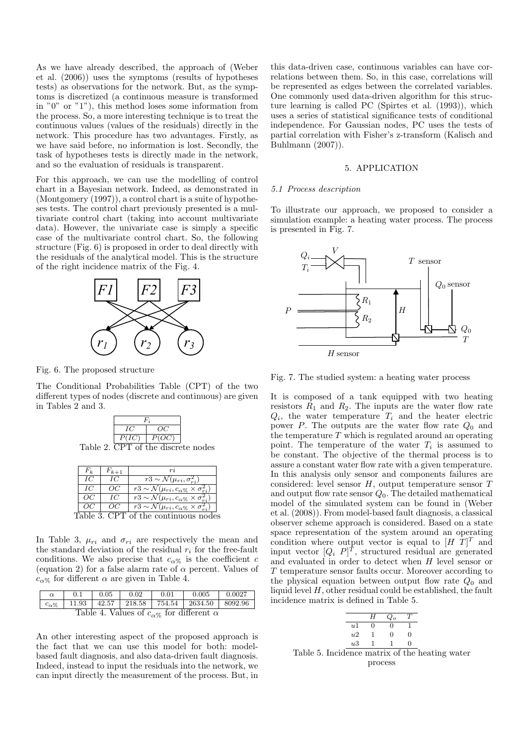As we have already described, the approach of (Weber et al. (2006)) uses the symptoms (results of hypotheses tests) as observations for the network. But, as the symptoms is discretized (a continuous measure is transformed in "0" or "1"), this method loses some information from the process. So, a more interesting technique is to treat the continuous values (values of the residuals) directly in the network. This procedure has two advantages. Firstly, as we have said before, no information is lost. Secondly, the task of hypotheses tests is directly made in the network, and so the evaluation of residuals is transparent.

For this approach, we can use the modelling of control chart in a Bayesian network. Indeed, as demonstrated in (Montgomery (1997)), a control chart is a suite of hypotheses tests. The control chart previously presented is a multivariate control chart (taking into account multivariate data). However, the univariate case is simply a specific case of the multivariate control chart. So, the following structure (Fig. 6) is proposed in order to deal directly with the residuals of the analytical model. This is the structure of the right incidence matrix of the Fig. 4.

Fig. 6. The proposed structure

The Conditional Probabilities Table (CPT) of the two different types of nodes (discrete and continuous) are given in Tables 2 and 3.

| $F_i$ | |
|---|---|
| $IC$ | $OC$ |
| $P(IC)$ | $P(OC)$ |

Table 2. CPT of the discrete nodes

| $F_k$ | $F_{k+1}$ | $ri$ |
|---|---|---|
| $IC$ | $IC$ | $r3 \sim \mathcal{N}(\mu_{ri}, \sigma_{ri}^2)$ |
| $IC$ | $OC$ | $r3 \sim \mathcal{N}(\mu_{ri}, c_{\alpha\%} \times \sigma_{ri}^2)$ |
| $OC$ | $IC$ | $r3 \sim \mathcal{N}(\mu_{ri}, c_{\alpha\%} \times \sigma_{ri}^2)$ |
| $OC$ | $OC$ | $r3 \sim \mathcal{N}(\mu_{ri}, c_{\alpha\%} \times \sigma_{ri}^2)$ |

Table 3. CPT of the continuous nodes

In Table 3, $\mu_{ri}$ and $\sigma_{ri}$ are respectively the mean and the standard deviation of the residual $r_i$ for the free-fault conditions. We also precise that $c_{\alpha\%}$ is the coefficient $c$ (equation 2) for a false alarm rate of $\alpha$ percent. Values of $c_{\alpha\%}$ for different $\alpha$ are given in Table 4.

| $\alpha$ | 0.1 | 0.05 | 0.02 | 0.01 | 0.005 | 0.0027 |
|---|---|---|---|---|---|---|
| $c_{\alpha\%}$ | 11.93 | 42.57 | 218.58 | 754.54 | 2634.50 | 8092.96 |

Table 4. Values of $c_{\alpha\%}$ for different $\alpha$

An other interesting aspect of the proposed approach is the fact that we can use this model for both: model-based fault diagnosis, and also data-driven fault diagnosis. Indeed, instead to input the residuals into the network, we can input directly the measurement of the process. But, in this data-driven case, continuous variables can have correlations between them. So, in this case, correlations will be represented as edges between the correlated variables. One commonly used data-driven algorithm for this structure learning is called PC (Spirtes et al. (1993)), which uses a series of statistical significance tests of conditional independence. For Gaussian nodes, PC uses the tests of partial correlation with Fisher's z-transform (Kalisch and Buhlmann (2007)).

## 5. APPLICATION

### 5.1 Process description

To illustrate our approach, we proposed to consider a simulation example: a heating water process. The process is presented in Fig. 7.

Fig. 7. The studied system: a heating water process

It is composed of a tank equipped with two heating resistors $R_1$ and $R_2$. The inputs are the water flow rate $Q_i$, the water temperature $T_i$ and the heater electric power $P$. The outputs are the water flow rate $Q_0$ and the temperature $T$ which is regulated around an operating point. The temperature of the water $T_i$ is assumed to be constant. The objective of the thermal process is to assure a constant water flow rate with a given temperature. In this analysis only sensor and components failures are considered: level sensor $H$, output temperature sensor $T$ and output flow rate sensor $Q_0$. The detailed mathematical model of the simulated system can be found in (Weber et al. (2008)). From model-based fault diagnosis, a classical observer scheme approach is considered. Based on a state space representation of the system around an operating condition where output vector is equal to $[H\ T]^T$ and input vector $[Q_i\ P]^T$, structured residual are generated and evaluated in order to detect when $H$ level sensor or $T$ temperature sensor faults occur. Moreover according to the physical equation between output flow rate $Q_0$ and liquid level $H$, other residual could be established, the fault incidence matrix is defined in Table 5.

| | $H$ | $Q_o$ | $T$ |
|---|---|---|---|
| $u1$ | 0 | 0 | 1 |
| $u2$ | 1 | 0 | 0 |
| $u3$ | 1 | 1 | 0 |

Table 5. Incidence matrix of the heating water process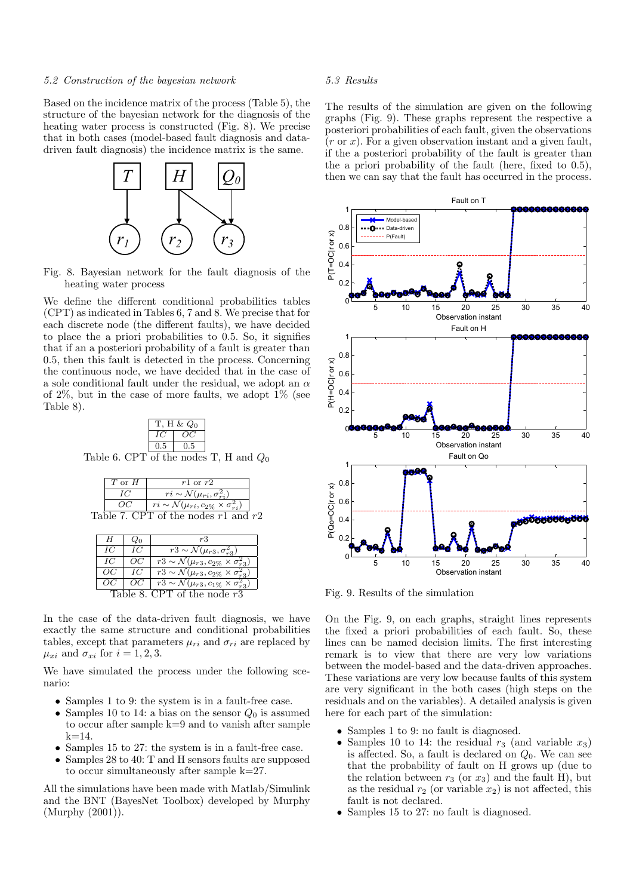### 5.2 Construction of the bayesian network

Based on the incidence matrix of the process (Table 5), the structure of the bayesian network for the diagnosis of the heating water process is constructed (Fig. 8). We precise that in both cases (model-based fault diagnosis and data-driven fault diagnosis) the incidence matrix is the same.

Fig. 8. Bayesian network for the fault diagnosis of the heating water process

We define the different conditional probabilities tables (CPT) as indicated in Tables 6, 7 and 8. We precise that for each discrete node (the different faults), we have decided to place the a priori probabilities to 0.5. So, it signifies that if an a posteriori probability of a fault is greater than 0.5, then this fault is detected in the process. Concerning the continuous node, we have decided that in the case of a sole conditional fault under the residual, we adopt an $\alpha$ of 2%, but in the case of more faults, we adopt 1% (see Table 8).

| T, H & $Q_0$ | |
|---|---|
| *IC* | *OC* |
| 0.5 | 0.5 |

Table 6. CPT of the nodes T, H and $Q_0$

| $T$ or $H$ | $r1$ or $r2$ |
|---|---|
| *IC* | $ri \sim \mathcal{N}(\mu_{ri}, \sigma_{ri}^2)$ |
| *OC* | $ri \sim \mathcal{N}(\mu_{ri}, c_{2\%} \times \sigma_{ri}^2)$ |

Table 7. CPT of the nodes $r1$ and $r2$

| $H$ | $Q_0$ | $r3$ |
|---|---|---|
| *IC* | *IC* | $r3 \sim \mathcal{N}(\mu_{r3}, \sigma_{r3}^2)$ |
| *IC* | *OC* | $r3 \sim \mathcal{N}(\mu_{r3}, c_{2\%} \times \sigma_{r3}^2)$ |
| *OC* | *IC* | $r3 \sim \mathcal{N}(\mu_{r3}, c_{2\%} \times \sigma_{r3}^2)$ |
| *OC* | *OC* | $r3 \sim \mathcal{N}(\mu_{r3}, c_{1\%} \times \sigma_{r3}^2)$ |

Table 8. CPT of the node $r3$

In the case of the data-driven fault diagnosis, we have exactly the same structure and conditional probabilities tables, except that parameters $\mu_{ri}$ and $\sigma_{ri}$ are replaced by $\mu_{xi}$ and $\sigma_{xi}$ for $i = 1, 2, 3$.

We have simulated the process under the following scenario:

- Samples 1 to 9: the system is in a fault-free case.
- Samples 10 to 14: a bias on the sensor $Q_0$ is assumed to occur after sample k=9 and to vanish after sample k=14.
- Samples 15 to 27: the system is in a fault-free case.
- Samples 28 to 40: T and H sensors faults are supposed to occur simultaneously after sample k=27.

All the simulations have been made with Matlab/Simulink and the BNT (BayesNet Toolbox) developed by Murphy (Murphy (2001)).

### 5.3 Results

The results of the simulation are given on the following graphs (Fig. 9). These graphs represent the respective a posteriori probabilities of each fault, given the observations ($r$ or $x$). For a given observation instant and a given fault, if the a posteriori probability of the fault is greater than the a priori probability of the fault (here, fixed to 0.5), then we can say that the fault has occurred in the process.

Fig. 9. Results of the simulation

On the Fig. 9, on each graphs, straight lines represents the fixed a priori probabilities of each fault. So, these lines can be named decision limits. The first interesting remark is to view that there are very low variations between the model-based and the data-driven approaches. These variations are very low because faults of this system are very significant in the both cases (high steps on the residuals and on the variables). A detailed analysis is given here for each part of the simulation:

- Samples 1 to 9: no fault is diagnosed.
- Samples 10 to 14: the residual $r_3$ (and variable $x_3$) is affected. So, a fault is declared on $Q_0$. We can see that the probability of fault on H grows up (due to the relation between $r_3$ (or $x_3$) and the fault H), but as the residual $r_2$ (or variable $x_2$) is not affected, this fault is not declared.
- Samples 15 to 27: no fault is diagnosed.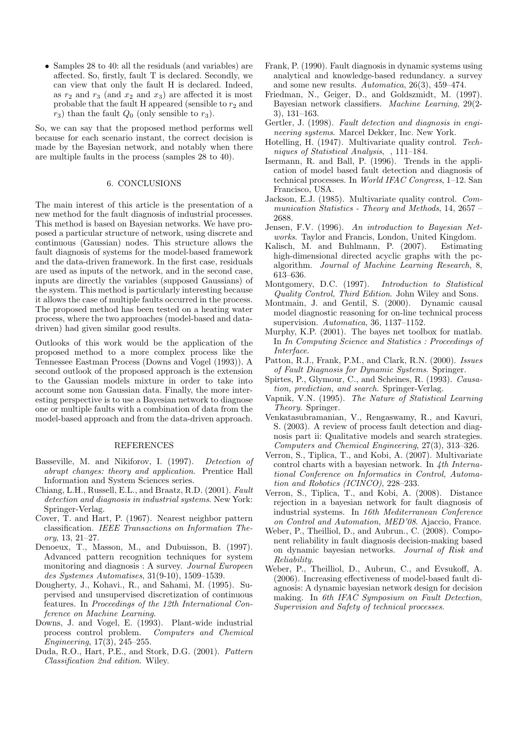- Samples 28 to 40: all the residuals (and variables) are affected. So, firstly, fault T is declared. Secondly, we can view that only the fault H is declared. Indeed, as $r_2$ and $r_3$ (and $x_2$ and $x_3$) are affected it is most probable that the fault H appeared (sensible to $r_2$ and $r_3$) than the fault $Q_0$ (only sensible to $r_3$).

So, we can say that the proposed method performs well because for each scenario instant, the correct decision is made by the Bayesian network, and notably when there are multiple faults in the process (samples 28 to 40).

## 6. CONCLUSIONS

The main interest of this article is the presentation of a new method for the fault diagnosis of industrial processes. This method is based on Bayesian networks. We have proposed a particular structure of network, using discrete and continuous (Gaussian) nodes. This structure allows the fault diagnosis of systems for the model-based framework and the data-driven framework. In the first case, residuals are used as inputs of the network, and in the second case, inputs are directly the variables (supposed Gaussians) of the system. This method is particularly interesting because it allows the case of multiple faults occurred in the process. The proposed method has been tested on a heating water process, where the two approaches (model-based and data-driven) had given similar good results.

Outlooks of this work would be the application of the proposed method to a more complex process like the Tennessee Eastman Process (Downs and Vogel (1993)). A second outlook of the proposed approach is the extension to the Gaussian models mixture in order to take into account some non Gaussian data. Finally, the more interesting perspective is to use a Bayesian network to diagnose one or multiple faults with a combination of data from the model-based approach and from the data-driven approach.

## REFERENCES

Basseville, M. and Nikiforov, I. (1997). *Detection of abrupt changes: theory and application*. Prentice Hall Information and System Sciences series.

Chiang, L.H., Russell, E.L., and Braatz, R.D. (2001). *Fault detection and diagnosis in industrial systems*. New York: Springer-Verlag.

Cover, T. and Hart, P. (1967). Nearest neighbor pattern classification. *IEEE Transactions on Information Theory*, 13, 21–27.

Denoeux, T., Masson, M., and Dubuisson, B. (1997). Advanced pattern recognition techniques for system monitoring and diagnosis : A survey. *Journal Europeen des Systemes Automatises*, 31(9-10), 1509–1539.

Dougherty, J., Kohavi., R., and Sahami, M. (1995). Supervised and unsupervised discretization of continuous features. In *Proceedings of the 12th International Conference on Machine Learning*.

Downs, J. and Vogel, E. (1993). Plant-wide industrial process control problem. *Computers and Chemical Engineering*, 17(3), 245–255.

Duda, R.O., Hart, P.E., and Stork, D.G. (2001). *Pattern Classification 2nd edition*. Wiley.

Frank, P. (1990). Fault diagnosis in dynamic systems using analytical and knowledge-based redundancy. a survey and some new results. *Automatica*, 26(3), 459–474.

Friedman, N., Geiger, D., and Goldszmidt, M. (1997). Bayesian network classifiers. *Machine Learning*, 29(2-3), 131–163.

Gertler, J. (1998). *Fault detection and diagnosis in engineering systems*. Marcel Dekker, Inc. New York.

Hotelling, H. (1947). Multivariate quality control. *Techniques of Statistical Analysis*, , 111–184.

Isermann, R. and Ball, P. (1996). Trends in the application of model based fault detection and diagnosis of technical processes. In *World IFAC Congress*, 1–12. San Francisco, USA.

Jackson, E.J. (1985). Multivariate quality control. *Communication Statistics - Theory and Methods*, 14, 2657 – 2688.

Jensen, F.V. (1996). *An introduction to Bayesian Networks*. Taylor and Francis, London, United Kingdom.

Kalisch, M. and Buhlmann, P. (2007). Estimating high-dimensional directed acyclic graphs with the pc-algorithm. *Journal of Machine Learning Research*, 8, 613–636.

Montgomery, D.C. (1997). *Introduction to Statistical Quality Control, Third Edition*. John Wiley and Sons.

Montmain, J. and Gentil, S. (2000). Dynamic causal model diagnostic reasoning for on-line technical process supervision. *Automatica*, 36, 1137–1152.

Murphy, K.P. (2001). The bayes net toolbox for matlab. In *In Computing Science and Statistics : Proceedings of Interface*.

Patton, R.J., Frank, P.M., and Clark, R.N. (2000). *Issues of Fault Diagnosis for Dynamic Systems*. Springer.

Spirtes, P., Glymour, C., and Scheines, R. (1993). *Causation, prediction, and search*. Springer-Verlag.

Vapnik, V.N. (1995). *The Nature of Statistical Learning Theory*. Springer.

Venkatasubramanian, V., Rengaswamy, R., and Kavuri, S. (2003). A review of process fault detection and diagnosis part ii: Qualitative models and search strategies. *Computers and Chemical Engineering*, 27(3), 313–326.

Verron, S., Tiplica, T., and Kobi, A. (2007). Multivariate control charts with a bayesian network. In *4th International Conference on Informatics in Control, Automation and Robotics (ICINCO)*, 228–233.

Verron, S., Tiplica, T., and Kobi, A. (2008). Distance rejection in a bayesian network for fault diagnosis of industrial systems. In *16th Mediterranean Conference on Control and Automation, MED'08*. Ajaccio, France.

Weber, P., Theilliol, D., and Aubrun., C. (2008). Component reliability in fault diagnosis decision-making based on dynamic bayesian networks. *Journal of Risk and Reliability*.

Weber, P., Theilliol, D., Aubrun, C., and Evsukoff, A. (2006). Increasing effectiveness of model-based fault diagnosis: A dynamic bayesian network design for decision making. In *6th IFAC Symposium on Fault Detection, Supervision and Safety of technical processes*.